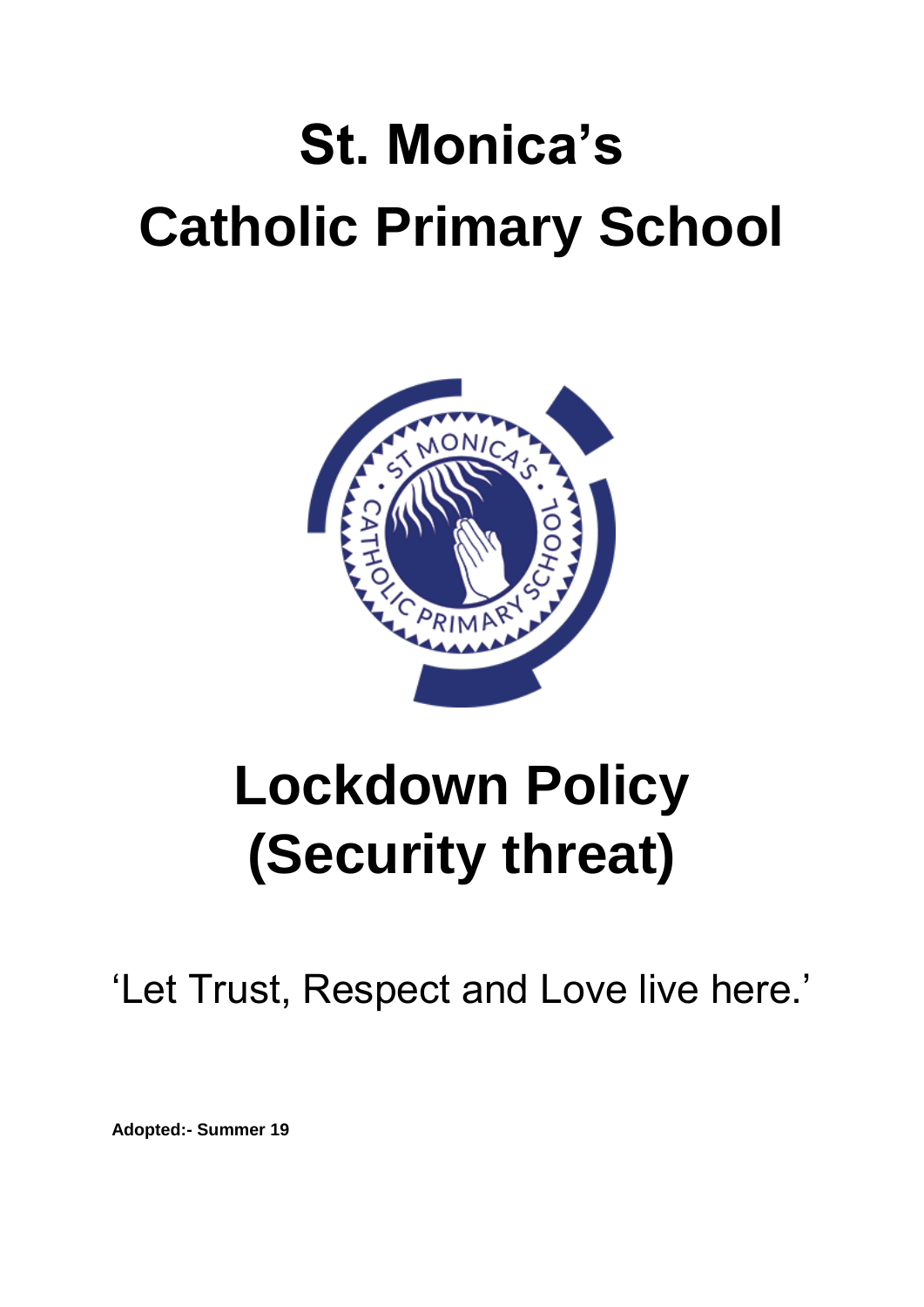# St. Monica's Catholic Primary School

# Lockdown Policy (Security threat)

'Let Trust, Respect and Love live here.'

**Adopted:- Summer 19**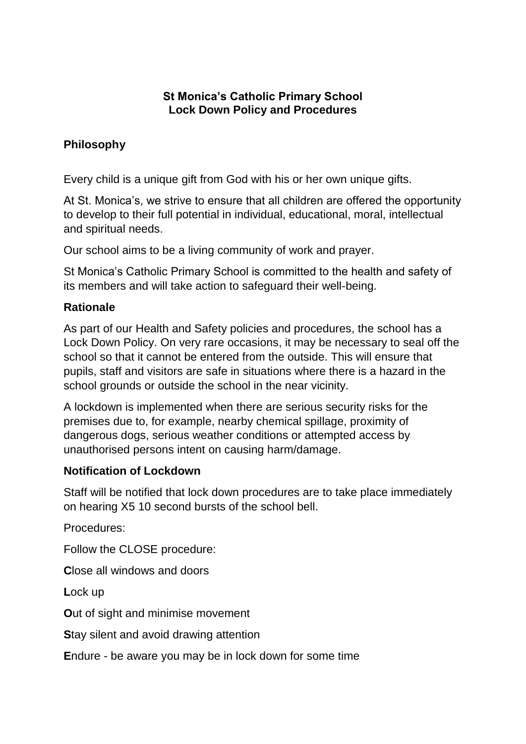**St Monica's Catholic Primary School**
**Lock Down Policy and Procedures**

## Philosophy

Every child is a unique gift from God with his or her own unique gifts.

At St. Monica's, we strive to ensure that all children are offered the opportunity to develop to their full potential in individual, educational, moral, intellectual and spiritual needs.

Our school aims to be a living community of work and prayer.

St Monica's Catholic Primary School is committed to the health and safety of its members and will take action to safeguard their well-being.

## Rationale

As part of our Health and Safety policies and procedures, the school has a Lock Down Policy. On very rare occasions, it may be necessary to seal off the school so that it cannot be entered from the outside. This will ensure that pupils, staff and visitors are safe in situations where there is a hazard in the school grounds or outside the school in the near vicinity.

A lockdown is implemented when there are serious security risks for the premises due to, for example, nearby chemical spillage, proximity of dangerous dogs, serious weather conditions or attempted access by unauthorised persons intent on causing harm/damage.

## Notification of Lockdown

Staff will be notified that lock down procedures are to take place immediately on hearing X5 10 second bursts of the school bell.

Procedures:

Follow the CLOSE procedure:

**C**lose all windows and doors

**L**ock up

**O**ut of sight and minimise movement

**S**tay silent and avoid drawing attention

**E**ndure - be aware you may be in lock down for some time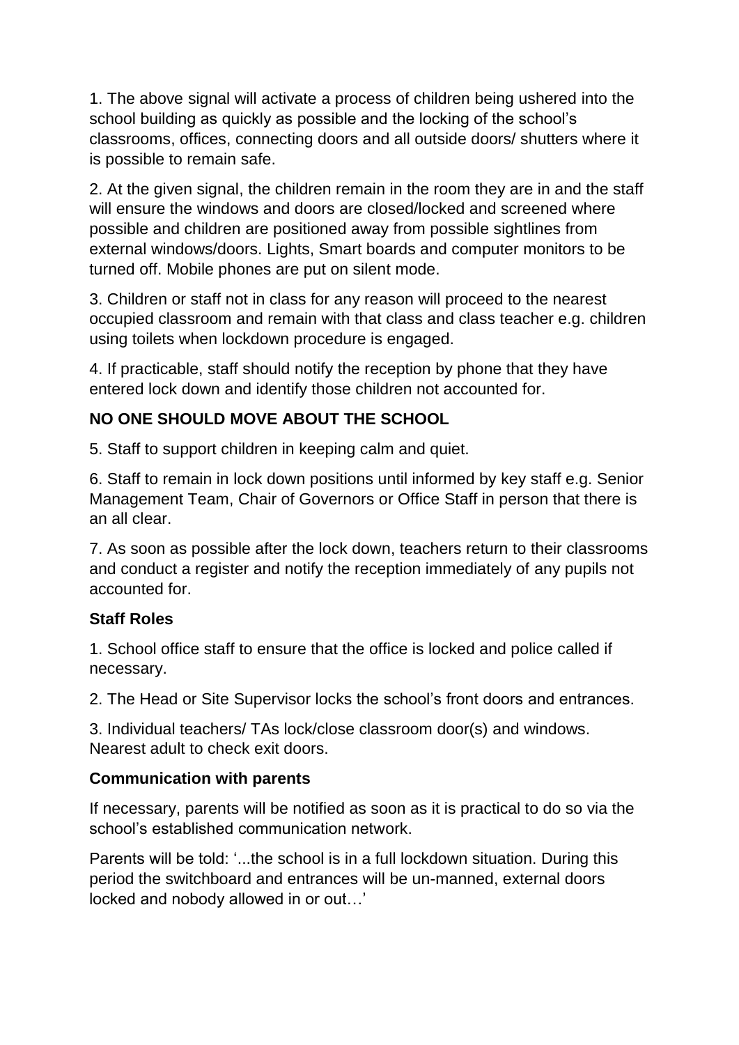1. The above signal will activate a process of children being ushered into the school building as quickly as possible and the locking of the school's classrooms, offices, connecting doors and all outside doors/ shutters where it is possible to remain safe.

2. At the given signal, the children remain in the room they are in and the staff will ensure the windows and doors are closed/locked and screened where possible and children are positioned away from possible sightlines from external windows/doors. Lights, Smart boards and computer monitors to be turned off. Mobile phones are put on silent mode.

3. Children or staff not in class for any reason will proceed to the nearest occupied classroom and remain with that class and class teacher e.g. children using toilets when lockdown procedure is engaged.

4. If practicable, staff should notify the reception by phone that they have entered lock down and identify those children not accounted for.

**NO ONE SHOULD MOVE ABOUT THE SCHOOL**

5. Staff to support children in keeping calm and quiet.

6. Staff to remain in lock down positions until informed by key staff e.g. Senior Management Team, Chair of Governors or Office Staff in person that there is an all clear.

7. As soon as possible after the lock down, teachers return to their classrooms and conduct a register and notify the reception immediately of any pupils not accounted for.

**Staff Roles**

1. School office staff to ensure that the office is locked and police called if necessary.

2. The Head or Site Supervisor locks the school's front doors and entrances.

3. Individual teachers/ TAs lock/close classroom door(s) and windows. Nearest adult to check exit doors.

**Communication with parents**

If necessary, parents will be notified as soon as it is practical to do so via the school's established communication network.

Parents will be told: '...the school is in a full lockdown situation. During this period the switchboard and entrances will be un-manned, external doors locked and nobody allowed in or out…'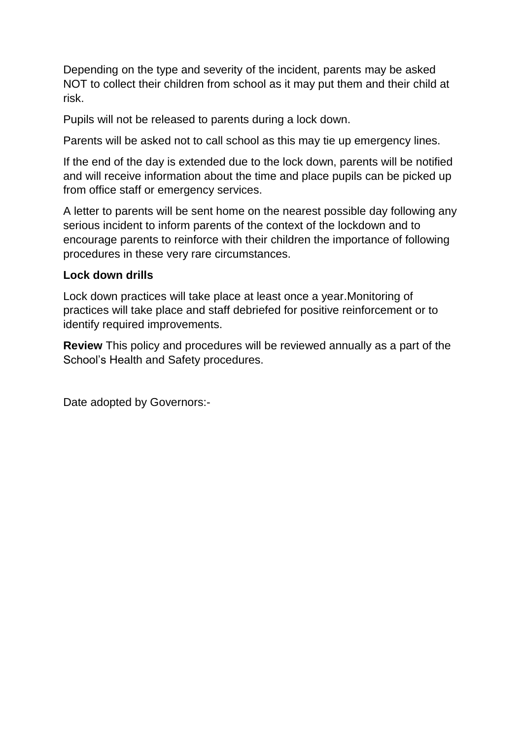Depending on the type and severity of the incident, parents may be asked NOT to collect their children from school as it may put them and their child at risk.

Pupils will not be released to parents during a lock down.

Parents will be asked not to call school as this may tie up emergency lines.

If the end of the day is extended due to the lock down, parents will be notified and will receive information about the time and place pupils can be picked up from office staff or emergency services.

A letter to parents will be sent home on the nearest possible day following any serious incident to inform parents of the context of the lockdown and to encourage parents to reinforce with their children the importance of following procedures in these very rare circumstances.

**Lock down drills**

Lock down practices will take place at least once a year.Monitoring of practices will take place and staff debriefed for positive reinforcement or to identify required improvements.

**Review** This policy and procedures will be reviewed annually as a part of the School's Health and Safety procedures.

Date adopted by Governors:-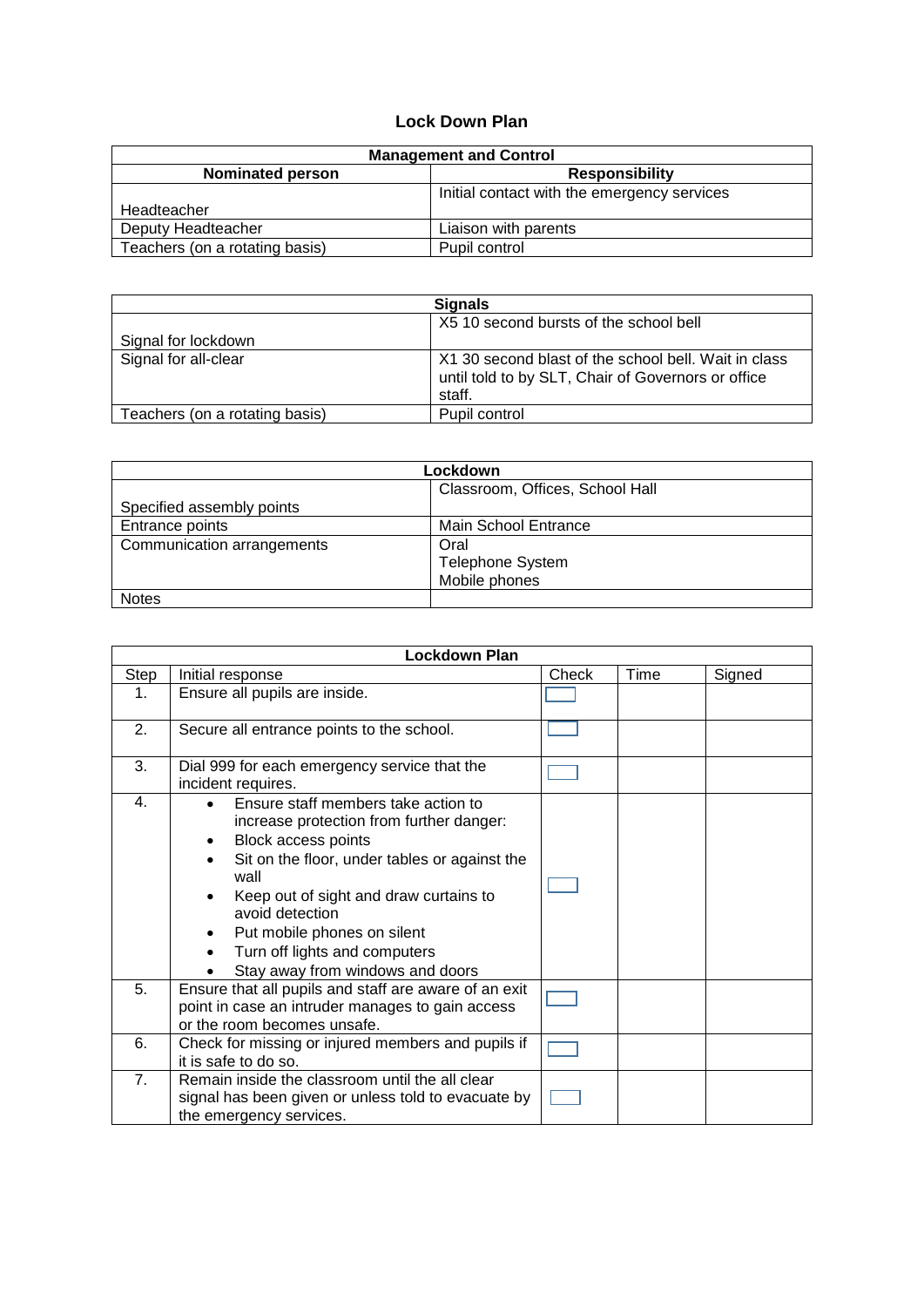# Lock Down Plan

| Management and Control | |
|---|---|
| **Nominated person** | **Responsibility** |
| Headteacher | Initial contact with the emergency services |
| Deputy Headteacher | Liaison with parents |
| Teachers (on a rotating basis) | Pupil control |

| Signals | |
|---|---|
| Signal for lockdown | X5 10 second bursts of the school bell |
| Signal for all-clear | X1 30 second blast of the school bell. Wait in class until told to by SLT, Chair of Governors or office staff. |
| Teachers (on a rotating basis) | Pupil control |

| Lockdown | |
|---|---|
| Specified assembly points | Classroom, Offices, School Hall |
| Entrance points | Main School Entrance |
| Communication arrangements | Oral<br>Telephone System<br>Mobile phones |
| Notes | |

| Lockdown Plan | | | | |
|---|---|---|---|---|
| Step | Initial response | Check | Time | Signed |
| 1. | Ensure all pupils are inside. | ☐ | | |
| 2. | Secure all entrance points to the school. | ☐ | | |
| 3. | Dial 999 for each emergency service that the incident requires. | ☐ | | |
| 4. | • Ensure staff members take action to increase protection from further danger:<br>• Block access points<br>• Sit on the floor, under tables or against the wall<br>• Keep out of sight and draw curtains to avoid detection<br>• Put mobile phones on silent<br>• Turn off lights and computers<br>• Stay away from windows and doors | ☐ | | |
| 5. | Ensure that all pupils and staff are aware of an exit point in case an intruder manages to gain access or the room becomes unsafe. | ☐ | | |
| 6. | Check for missing or injured members and pupils if it is safe to do so. | ☐ | | |
| 7. | Remain inside the classroom until the all clear signal has been given or unless told to evacuate by the emergency services. | ☐ | | |